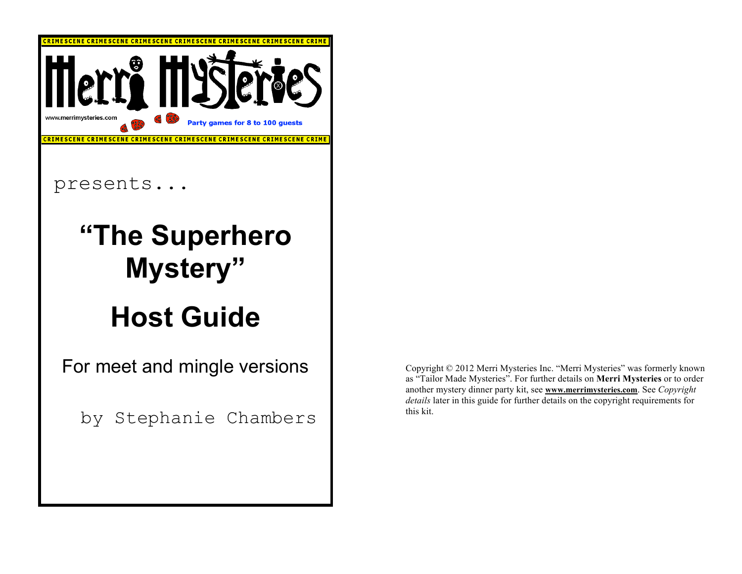CRIMESCENE CRIMESCENE CRIMESCENE CRIMESCENE CRIMESCENE CRIMESCENE CRIME

Merri Mysteries

www.merrimysteries.com

Party games for 8 to 100 guests

CRIMESCENE CRIMESCENE CRIMESCENE CRIMESCENE CRIMESCENE CRIMESCENE CRIME

presents...

# "The Superhero Mystery"

# Host Guide

For meet and mingle versions

by Stephanie Chambers

Copyright © 2012 Merri Mysteries Inc. "Merri Mysteries" was formerly known as "Tailor Made Mysteries". For further details on **Merri Mysteries** or to order another mystery dinner party kit, see **www.merrimysteries.com**. See *Copyright details* later in this guide for further details on the copyright requirements for this kit.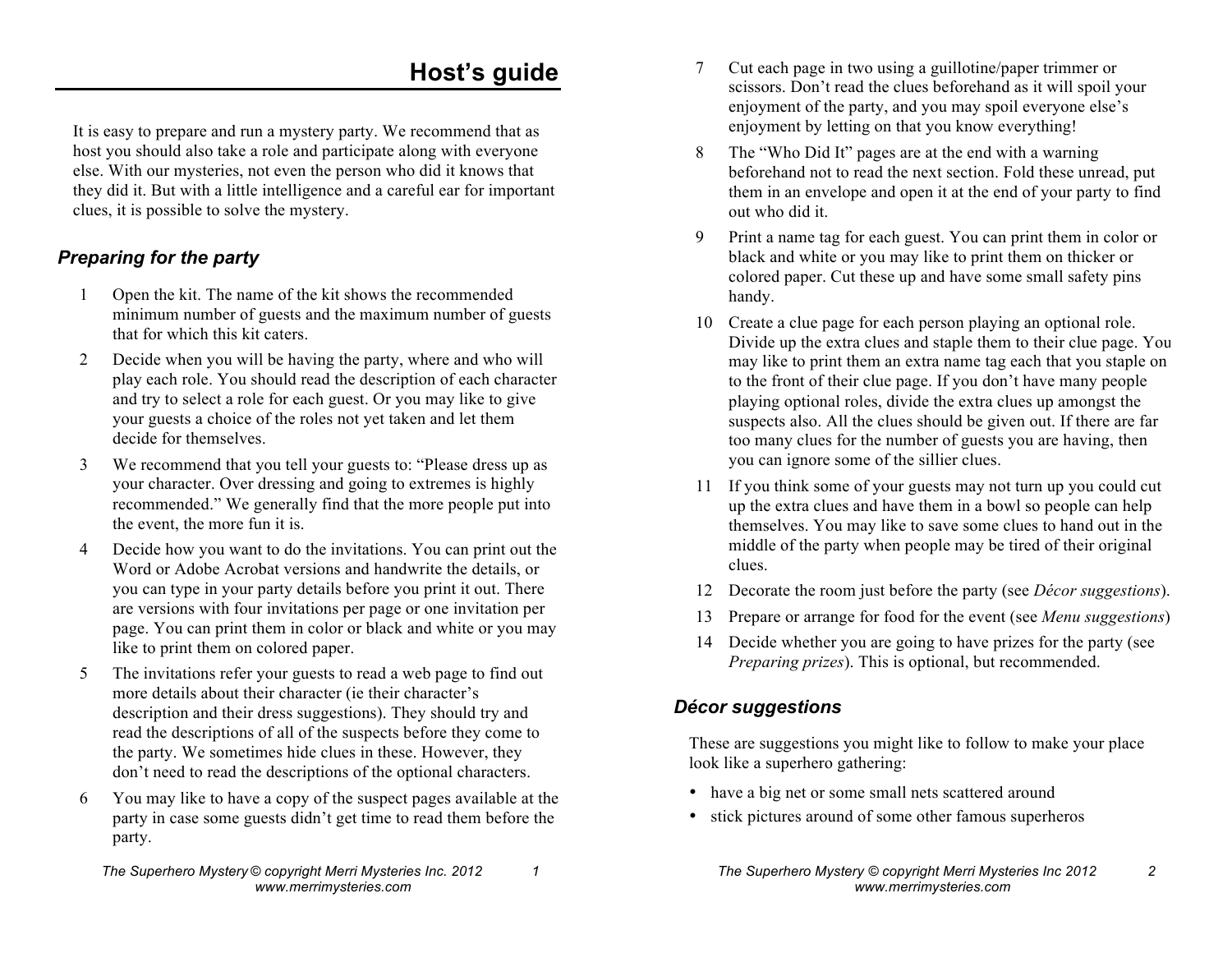# Host's guide

It is easy to prepare and run a mystery party. We recommend that as host you should also take a role and participate along with everyone else. With our mysteries, not even the person who did it knows that they did it. But with a little intelligence and a careful ear for important clues, it is possible to solve the mystery.

## *Preparing for the party*

1. Open the kit. The name of the kit shows the recommended minimum number of guests and the maximum number of guests that for which this kit caters.
2. Decide when you will be having the party, where and who will play each role. You should read the description of each character and try to select a role for each guest. Or you may like to give your guests a choice of the roles not yet taken and let them decide for themselves.
3. We recommend that you tell your guests to: "Please dress up as your character. Over dressing and going to extremes is highly recommended." We generally find that the more people put into the event, the more fun it is.
4. Decide how you want to do the invitations. You can print out the Word or Adobe Acrobat versions and handwrite the details, or you can type in your party details before you print it out. There are versions with four invitations per page or one invitation per page. You can print them in color or black and white or you may like to print them on colored paper.
5. The invitations refer your guests to read a web page to find out more details about their character (ie their character's description and their dress suggestions). They should try and read the descriptions of all of the suspects before they come to the party. We sometimes hide clues in these. However, they don't need to read the descriptions of the optional characters.
6. You may like to have a copy of the suspect pages available at the party in case some guests didn't get time to read them before the party.
7. Cut each page in two using a guillotine/paper trimmer or scissors. Don't read the clues beforehand as it will spoil your enjoyment of the party, and you may spoil everyone else's enjoyment by letting on that you know everything!
8. The "Who Did It" pages are at the end with a warning beforehand not to read the next section. Fold these unread, put them in an envelope and open it at the end of your party to find out who did it.
9. Print a name tag for each guest. You can print them in color or black and white or you may like to print them on thicker or colored paper. Cut these up and have some small safety pins handy.
10. Create a clue page for each person playing an optional role. Divide up the extra clues and staple them to their clue page. You may like to print them an extra name tag each that you staple on to the front of their clue page. If you don't have many people playing optional roles, divide the extra clues up amongst the suspects also. All the clues should be given out. If there are far too many clues for the number of guests you are having, then you can ignore some of the sillier clues.
11. If you think some of your guests may not turn up you could cut up the extra clues and have them in a bowl so people can help themselves. You may like to save some clues to hand out in the middle of the party when people may be tired of their original clues.
12. Decorate the room just before the party (see *Décor suggestions*).
13. Prepare or arrange for food for the event (see *Menu suggestions*)
14. Decide whether you are going to have prizes for the party (see *Preparing prizes*). This is optional, but recommended.

## *Décor suggestions*

These are suggestions you might like to follow to make your place look like a superhero gathering:

- have a big net or some small nets scattered around
- stick pictures around of some other famous superheros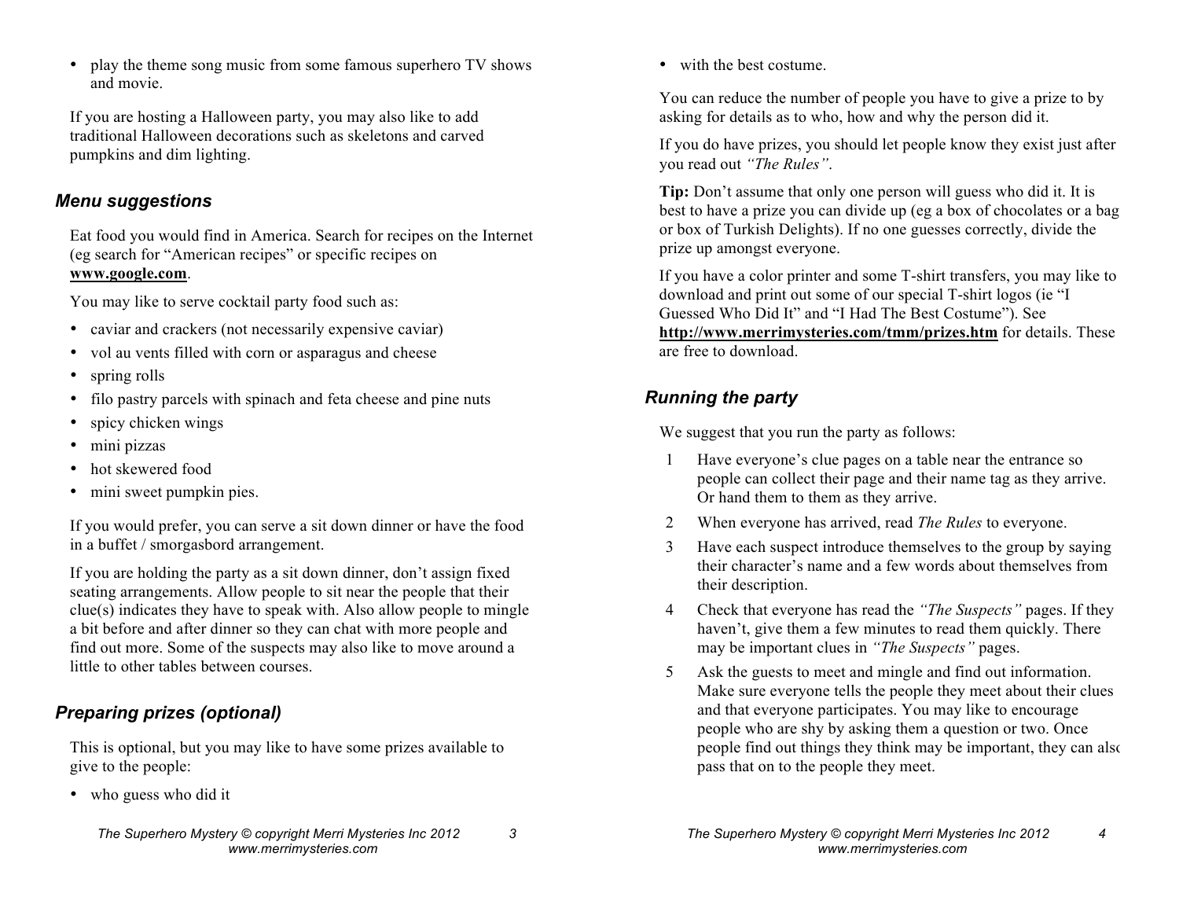- play the theme song music from some famous superhero TV shows and movie.

If you are hosting a Halloween party, you may also like to add traditional Halloween decorations such as skeletons and carved pumpkins and dim lighting.

### *Menu suggestions*

Eat food you would find in America. Search for recipes on the Internet (eg search for "American recipes" or specific recipes on **www.google.com**.

You may like to serve cocktail party food such as:

- caviar and crackers (not necessarily expensive caviar)
- vol au vents filled with corn or asparagus and cheese
- spring rolls
- filo pastry parcels with spinach and feta cheese and pine nuts
- spicy chicken wings
- mini pizzas
- hot skewered food
- mini sweet pumpkin pies.

If you would prefer, you can serve a sit down dinner or have the food in a buffet / smorgasbord arrangement.

If you are holding the party as a sit down dinner, don't assign fixed seating arrangements. Allow people to sit near the people that their clue(s) indicates they have to speak with. Also allow people to mingle a bit before and after dinner so they can chat with more people and find out more. Some of the suspects may also like to move around a little to other tables between courses.

### *Preparing prizes (optional)*

This is optional, but you may like to have some prizes available to give to the people:

- who guess who did it
- with the best costume.

You can reduce the number of people you have to give a prize to by asking for details as to who, how and why the person did it.

If you do have prizes, you should let people know they exist just after you read out *"The Rules"*.

**Tip:** Don't assume that only one person will guess who did it. It is best to have a prize you can divide up (eg a box of chocolates or a bag or box of Turkish Delights). If no one guesses correctly, divide the prize up amongst everyone.

If you have a color printer and some T-shirt transfers, you may like to download and print out some of our special T-shirt logos (ie "I Guessed Who Did It" and "I Had The Best Costume"). See **http://www.merrimysteries.com/tmm/prizes.htm** for details. These are free to download.

### *Running the party*

We suggest that you run the party as follows:

1. Have everyone's clue pages on a table near the entrance so people can collect their page and their name tag as they arrive. Or hand them to them as they arrive.
2. When everyone has arrived, read *The Rules* to everyone.
3. Have each suspect introduce themselves to the group by saying their character's name and a few words about themselves from their description.
4. Check that everyone has read the *"The Suspects"* pages. If they haven't, give them a few minutes to read them quickly. There may be important clues in *"The Suspects"* pages.
5. Ask the guests to meet and mingle and find out information. Make sure everyone tells the people they meet about their clues and that everyone participates. You may like to encourage people who are shy by asking them a question or two. Once people find out things they think may be important, they can also pass that on to the people they meet.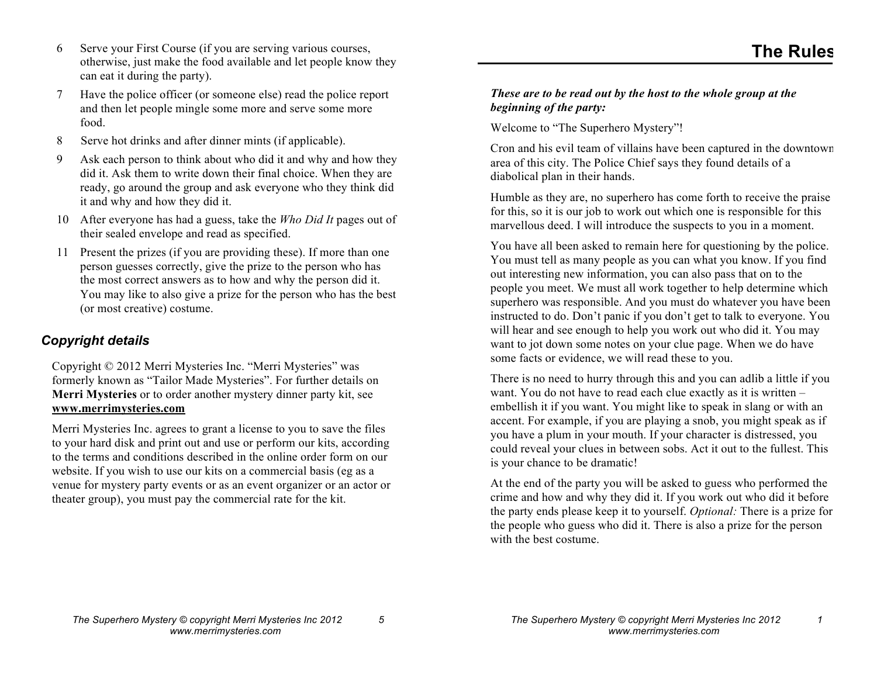6. Serve your First Course (if you are serving various courses, otherwise, just make the food available and let people know they can eat it during the party).
7. Have the police officer (or someone else) read the police report and then let people mingle some more and serve some more food.
8. Serve hot drinks and after dinner mints (if applicable).
9. Ask each person to think about who did it and why and how they did it. Ask them to write down their final choice. When they are ready, go around the group and ask everyone who they think did it and why and how they did it.
10. After everyone has had a guess, take the *Who Did It* pages out of their sealed envelope and read as specified.
11. Present the prizes (if you are providing these). If more than one person guesses correctly, give the prize to the person who has the most correct answers as to how and why the person did it. You may like to also give a prize for the person who has the best (or most creative) costume.

## *Copyright details*

Copyright © 2012 Merri Mysteries Inc. "Merri Mysteries" was formerly known as "Tailor Made Mysteries". For further details on **Merri Mysteries** or to order another mystery dinner party kit, see **www.merrimysteries.com**

Merri Mysteries Inc. agrees to grant a license to you to save the files to your hard disk and print out and use or perform our kits, according to the terms and conditions described in the online order form on our website. If you wish to use our kits on a commercial basis (eg as a venue for mystery party events or as an event organizer or an actor or theater group), you must pay the commercial rate for the kit.

# The Rules

***These are to be read out by the host to the whole group at the beginning of the party:***

Welcome to "The Superhero Mystery"!

Cron and his evil team of villains have been captured in the downtown area of this city. The Police Chief says they found details of a diabolical plan in their hands.

Humble as they are, no superhero has come forth to receive the praise for this, so it is our job to work out which one is responsible for this marvellous deed. I will introduce the suspects to you in a moment.

You have all been asked to remain here for questioning by the police. You must tell as many people as you can what you know. If you find out interesting new information, you can also pass that on to the people you meet. We must all work together to help determine which superhero was responsible. And you must do whatever you have been instructed to do. Don't panic if you don't get to talk to everyone. You will hear and see enough to help you work out who did it. You may want to jot down some notes on your clue page. When we do have some facts or evidence, we will read these to you.

There is no need to hurry through this and you can adlib a little if you want. You do not have to read each clue exactly as it is written – embellish it if you want. You might like to speak in slang or with an accent. For example, if you are playing a snob, you might speak as if you have a plum in your mouth. If your character is distressed, you could reveal your clues in between sobs. Act it out to the fullest. This is your chance to be dramatic!

At the end of the party you will be asked to guess who performed the crime and how and why they did it. If you work out who did it before the party ends please keep it to yourself. *Optional:* There is a prize for the people who guess who did it. There is also a prize for the person with the best costume.